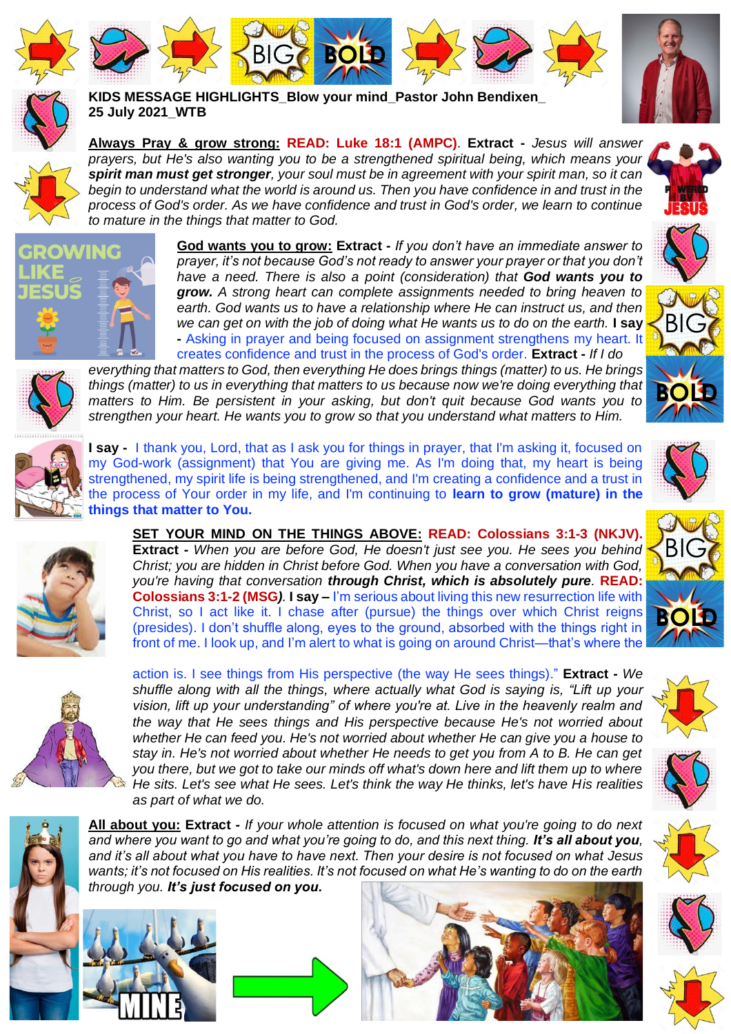**KIDS MESSAGE HIGHLIGHTS_Blow your mind_Pastor John Bendixen_ 25 July 2021_WTB**

**Always Pray & grow strong:** **READ: Luke 18:1 (AMPC)**. **Extract -** *Jesus will answer prayers, but He's also wanting you to be a strengthened spiritual being, which means your* ***spirit man must get stronger****, your soul must be in agreement with your spirit man, so it can begin to understand what the world is around us. Then you have confidence in and trust in the process of God's order. As we have confidence and trust in God's order, we learn to continue to mature in the things that matter to God.*

**God wants you to grow:** **Extract -** *If you don't have an immediate answer to prayer, it's not because God's not ready to answer your prayer or that you don't have a need. There is also a point (consideration) that* ***God wants you to grow.*** *A strong heart can complete assignments needed to bring heaven to earth. God wants us to have a relationship where He can instruct us, and then we can get on with the job of doing what He wants us to do on the earth.* **I say -** Asking in prayer and being focused on assignment strengthens my heart. It creates confidence and trust in the process of God's order. **Extract -** *If I do everything that matters to God, then everything He does brings things (matter) to us. He brings things (matter) to us in everything that matters to us because now we're doing everything that matters to Him. Be persistent in your asking, but don't quit because God wants you to strengthen your heart. He wants you to grow so that you understand what matters to Him.*

**I say -** I thank you, Lord, that as I ask you for things in prayer, that I'm asking it, focused on my God-work (assignment) that You are giving me. As I'm doing that, my heart is being strengthened, my spirit life is being strengthened, and I'm creating a confidence and a trust in the process of Your order in my life, and I'm continuing to **learn to grow (mature) in the things that matter to You.**

**SET YOUR MIND ON THE THINGS ABOVE:** **READ: Colossians 3:1-3 (NKJV). Extract -** *When you are before God, He doesn't just see you. He sees you behind Christ; you are hidden in Christ before God. When you have a conversation with God, you're having that conversation* ***through Christ, which is absolutely pure***. **READ: Colossians 3:1-2 (MSG)**. **I say –** I'm serious about living this new resurrection life with Christ, so I act like it. I chase after (pursue) the things over which Christ reigns (presides). I don't shuffle along, eyes to the ground, absorbed with the things right in front of me. I look up, and I'm alert to what is going on around Christ—that's where the action is. I see things from His perspective (the way He sees things)." **Extract -** *We shuffle along with all the things, where actually what God is saying is, "Lift up your vision, lift up your understanding" of where you're at. Live in the heavenly realm and the way that He sees things and His perspective because He's not worried about whether He can feed you. He's not worried about whether He can give you a house to stay in. He's not worried about whether He needs to get you from A to B. He can get you there, but we got to take our minds off what's down here and lift them up to where He sits. Let's see what He sees. Let's think the way He thinks, let's have His realities as part of what we do.*

**All about you:** **Extract -** *If your whole attention is focused on what you're going to do next and where you want to go and what you're going to do, and this next thing.* ***It's all about you****, and it's all about what you have to have next. Then your desire is not focused on what Jesus wants; it's not focused on His realities. It's not focused on what He's wanting to do on the earth through you.* ***It's just focused on you.***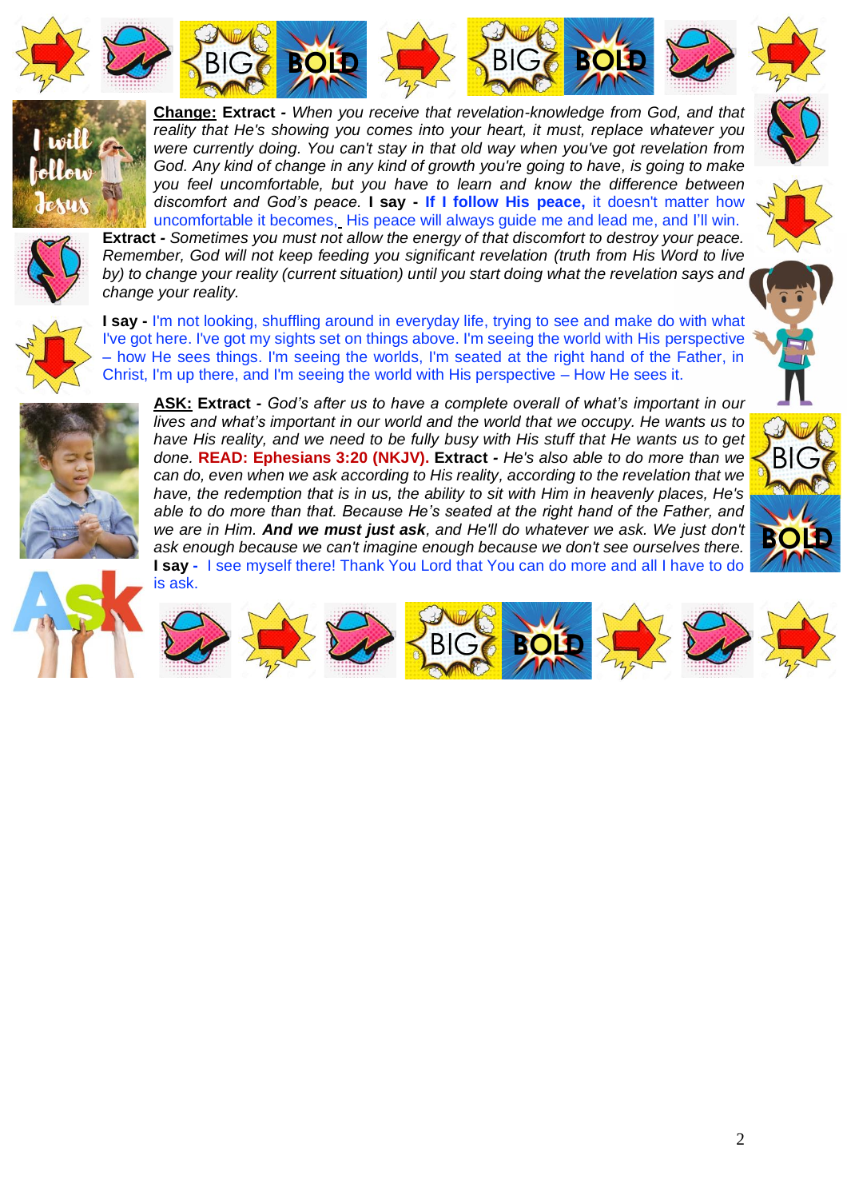**Change:** **Extract -** *When you receive that revelation-knowledge from God, and that reality that He's showing you comes into your heart, it must, replace whatever you were currently doing. You can't stay in that old way when you've got revelation from God. Any kind of change in any kind of growth you're going to have, is going to make you feel uncomfortable, but you have to learn and know the difference between discomfort and God's peace.* **I say -** **If I follow His peace,** it doesn't matter how uncomfortable it becomes, His peace will always guide me and lead me, and I'll win.

**Extract -** *Sometimes you must not allow the energy of that discomfort to destroy your peace. Remember, God will not keep feeding you significant revelation (truth from His Word to live by) to change your reality (current situation) until you start doing what the revelation says and change your reality.*

**I say -** I'm not looking, shuffling around in everyday life, trying to see and make do with what I've got here. I've got my sights set on things above. I'm seeing the world with His perspective – how He sees things. I'm seeing the worlds, I'm seated at the right hand of the Father, in Christ, I'm up there, and I'm seeing the world with His perspective – How He sees it.

**ASK:** **Extract -** *God's after us to have a complete overall of what's important in our lives and what's important in our world and the world that we occupy. He wants us to have His reality, and we need to be fully busy with His stuff that He wants us to get done.* **READ: Ephesians 3:20 (NKJV).** **Extract -** *He's also able to do more than we can do, even when we ask according to His reality, according to the revelation that we have, the redemption that is in us, the ability to sit with Him in heavenly places, He's able to do more than that. Because He's seated at the right hand of the Father, and we are in Him.* ***And we must just ask****, and He'll do whatever we ask. We just don't ask enough because we can't imagine enough because we don't see ourselves there.* **I say -** I see myself there! Thank You Lord that You can do more and all I have to do is ask.